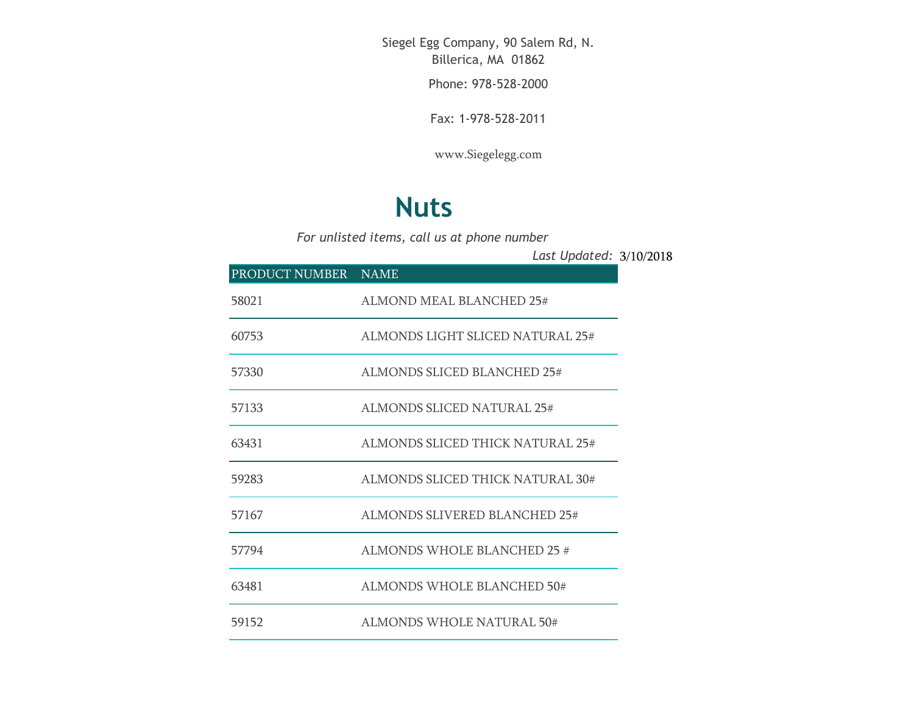Siegel Egg Company, 90 Salem Rd, N. Billerica, MA 01862

Phone: 978-528-2000

Fax: 1-978-528-2011

www.Siegelegg.com

# Nuts

*For unlisted items, call us at phone number*

*Last Updated:* 3/10/2018

| PRODUCT NUMBER | NAME |
|---|---|
| 58021 | ALMOND MEAL BLANCHED 25# |
| 60753 | ALMONDS LIGHT SLICED NATURAL 25# |
| 57330 | ALMONDS SLICED BLANCHED 25# |
| 57133 | ALMONDS SLICED NATURAL 25# |
| 63431 | ALMONDS SLICED THICK NATURAL 25# |
| 59283 | ALMONDS SLICED THICK NATURAL 30# |
| 57167 | ALMONDS SLIVERED BLANCHED 25# |
| 57794 | ALMONDS WHOLE BLANCHED 25 # |
| 63481 | ALMONDS WHOLE BLANCHED 50# |
| 59152 | ALMONDS WHOLE NATURAL 50# |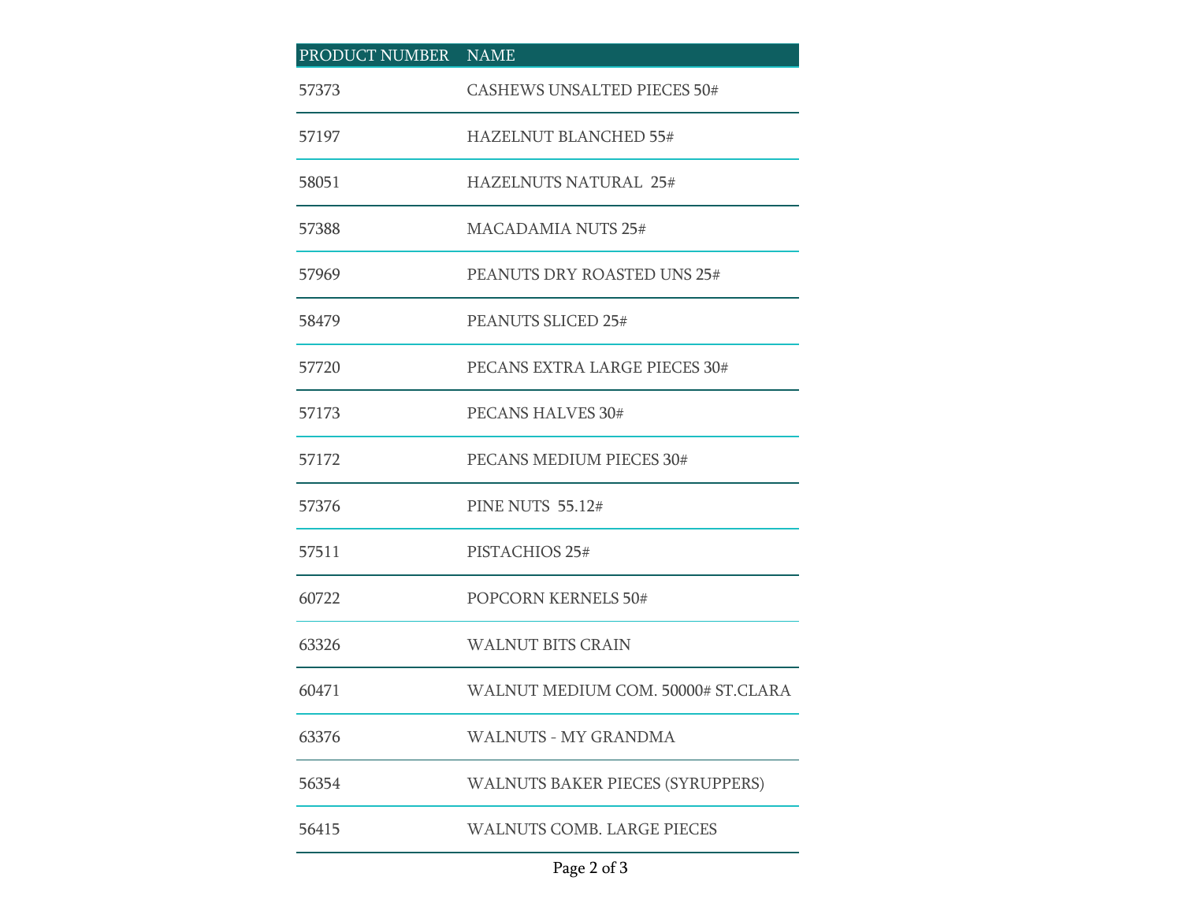| PRODUCT NUMBER | NAME |
|---|---|
| 57373 | CASHEWS UNSALTED PIECES 50# |
| 57197 | HAZELNUT BLANCHED 55# |
| 58051 | HAZELNUTS NATURAL  25# |
| 57388 | MACADAMIA NUTS 25# |
| 57969 | PEANUTS DRY ROASTED UNS 25# |
| 58479 | PEANUTS SLICED 25# |
| 57720 | PECANS EXTRA LARGE PIECES 30# |
| 57173 | PECANS HALVES 30# |
| 57172 | PECANS MEDIUM PIECES 30# |
| 57376 | PINE NUTS  55.12# |
| 57511 | PISTACHIOS 25# |
| 60722 | POPCORN KERNELS 50# |
| 63326 | WALNUT BITS CRAIN |
| 60471 | WALNUT MEDIUM COM. 50000# ST.CLARA |
| 63376 | WALNUTS - MY GRANDMA |
| 56354 | WALNUTS BAKER PIECES (SYRUPPERS) |
| 56415 | WALNUTS COMB. LARGE PIECES |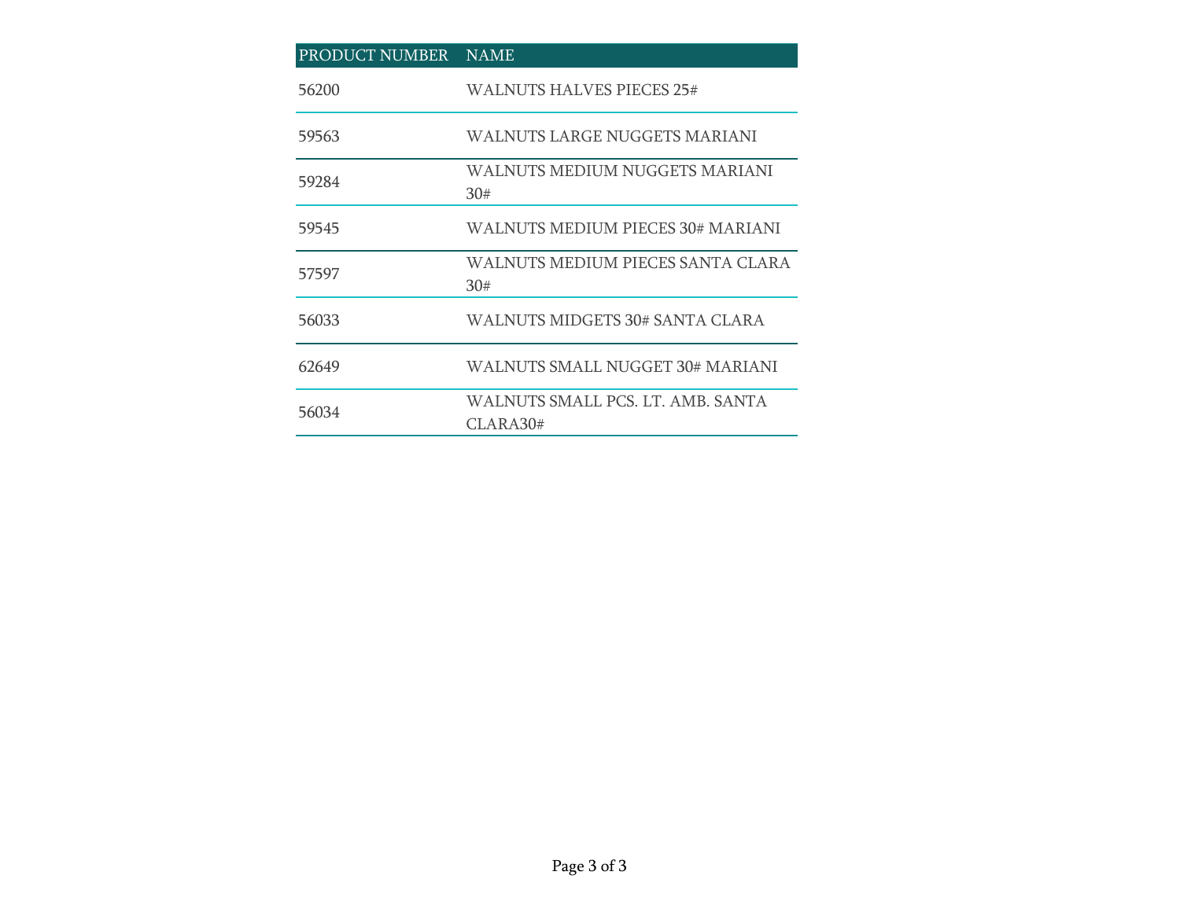| PRODUCT NUMBER | NAME |
| --- | --- |
| 56200 | WALNUTS HALVES PIECES 25# |
| 59563 | WALNUTS LARGE NUGGETS MARIANI |
| 59284 | WALNUTS MEDIUM NUGGETS MARIANI 30# |
| 59545 | WALNUTS MEDIUM PIECES 30# MARIANI |
| 57597 | WALNUTS MEDIUM PIECES SANTA CLARA 30# |
| 56033 | WALNUTS MIDGETS 30# SANTA CLARA |
| 62649 | WALNUTS SMALL NUGGET 30# MARIANI |
| 56034 | WALNUTS SMALL PCS. LT. AMB. SANTA CLARA30# |